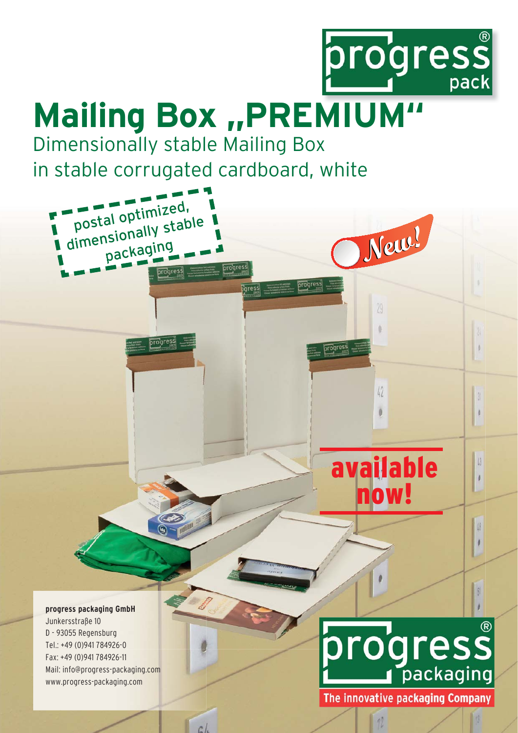# Mailing Box „PREMIUM“

## Dimensionally stable Mailing Box in stable corrugated cardboard, white

postal optimized, dimensionally stable packaging

New!

available now!

**progress packaging GmbH**
Junkersstraße 10
D - 93055 Regensburg
Tel.: +49 (0)941 784926-0
Fax: +49 (0)941 784926-11
Mail: info@progress-packaging.com
www.progress-packaging.com

progress® packaging

The innovative packaging Company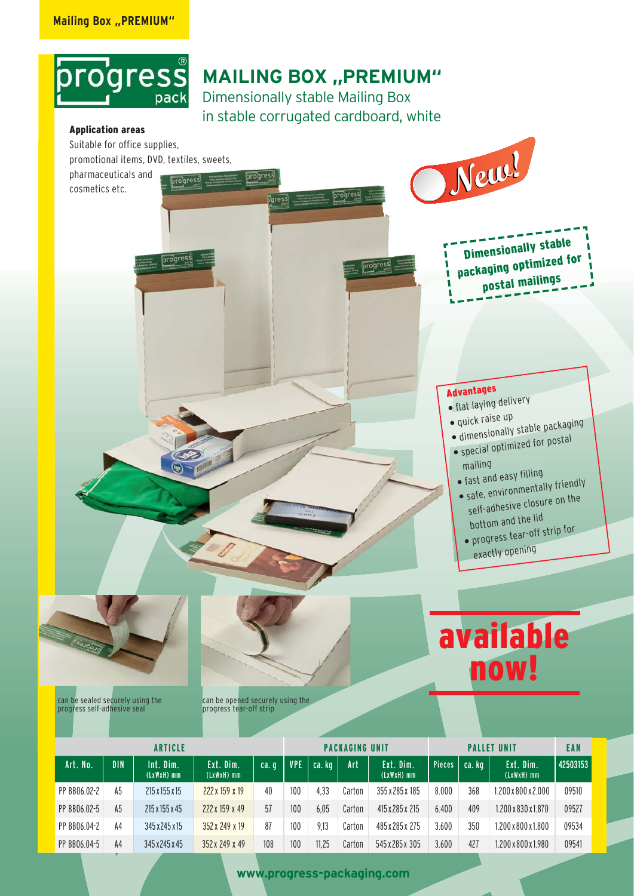# MAILING BOX „PREMIUM"

Dimensionally stable Mailing Box in stable corrugated cardboard, white

**Application areas**

Suitable for office supplies, promotional items, DVD, textiles, sweets, pharmaceuticals and cosmetics etc.

New!

**Dimensionally stable packaging optimized for postal mailings**

**Advantages**

- flat laying delivery
- quick raise up
- dimensionally stable packaging
- special optimized for postal mailing
- fast and easy filling
- safe, environmentally friendly self-adhesive closure on the bottom and the lid
- progress tear-off strip for exactly opening

can be sealed securely using the progress self-adhesive seal

can be opened securely using the progress tear-off strip

**available now!**

| ARTICLE | | | | | PACKAGING UNIT | | | | PALLET UNIT | | | EAN |
|---|---|---|---|---|---|---|---|---|---|---|---|---|
| Art. No. | DIN | Int. Dim. (LxWxH) mm | Ext. Dim. (LxWxH) mm | ca. g | VPE | ca. kg | Art | Ext. Dim. (LxWxH) mm | Pieces | ca. kg | Ext. Dim. (LxWxH) mm | 42503153 |
| PP BB06.02-2 | A5 | 215 x 155 x 15 | 222 x 159 x 19 | 40 | 100 | 4,33 | Carton | 355 x 285 x 185 | 8.000 | 368 | 1.200 x 800 x 2.000 | 09510 |
| PP BB06.02-5 | A5 | 215 x 155 x 45 | 222 x 159 x 49 | 57 | 100 | 6,05 | Carton | 415 x 285 x 215 | 6.400 | 409 | 1.200 x 830 x 1.870 | 09527 |
| PP BB06.04-2 | A4 | 345 x 245 x 15 | 352 x 249 x 19 | 87 | 100 | 9,13 | Carton | 485 x 285 x 275 | 3.600 | 350 | 1.200 x 800 x 1.800 | 09534 |
| PP BB06.04-5 | A4 | 345 x 245 x 45 | 352 x 249 x 49 | 108 | 100 | 11,25 | Carton | 545 x 285 x 305 | 3.600 | 427 | 1.200 x 800 x 1.980 | 09541 |

www.progress-packaging.com